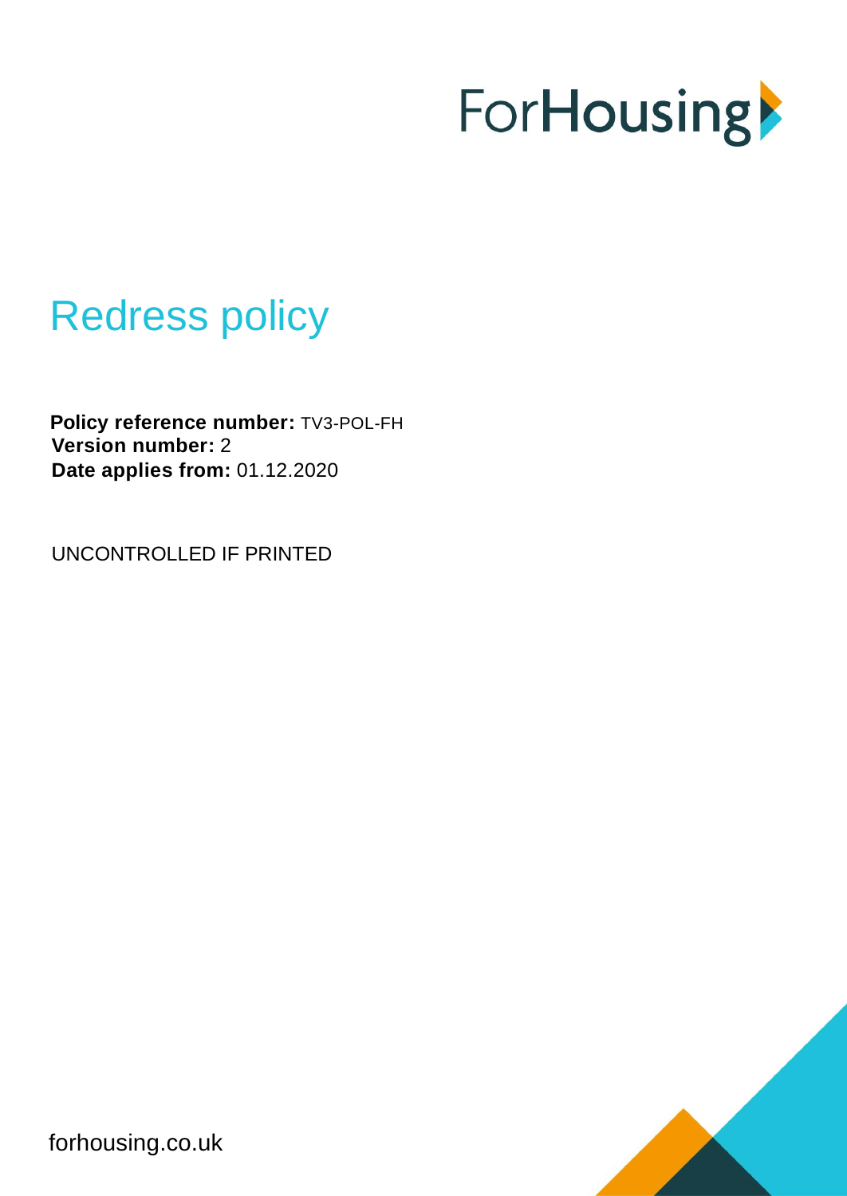ForHousing

# Redress policy

**Policy reference number:** TV3-POL-FH
**Version number:** 2
**Date applies from:** 01.12.2020

UNCONTROLLED IF PRINTED

forhousing.co.uk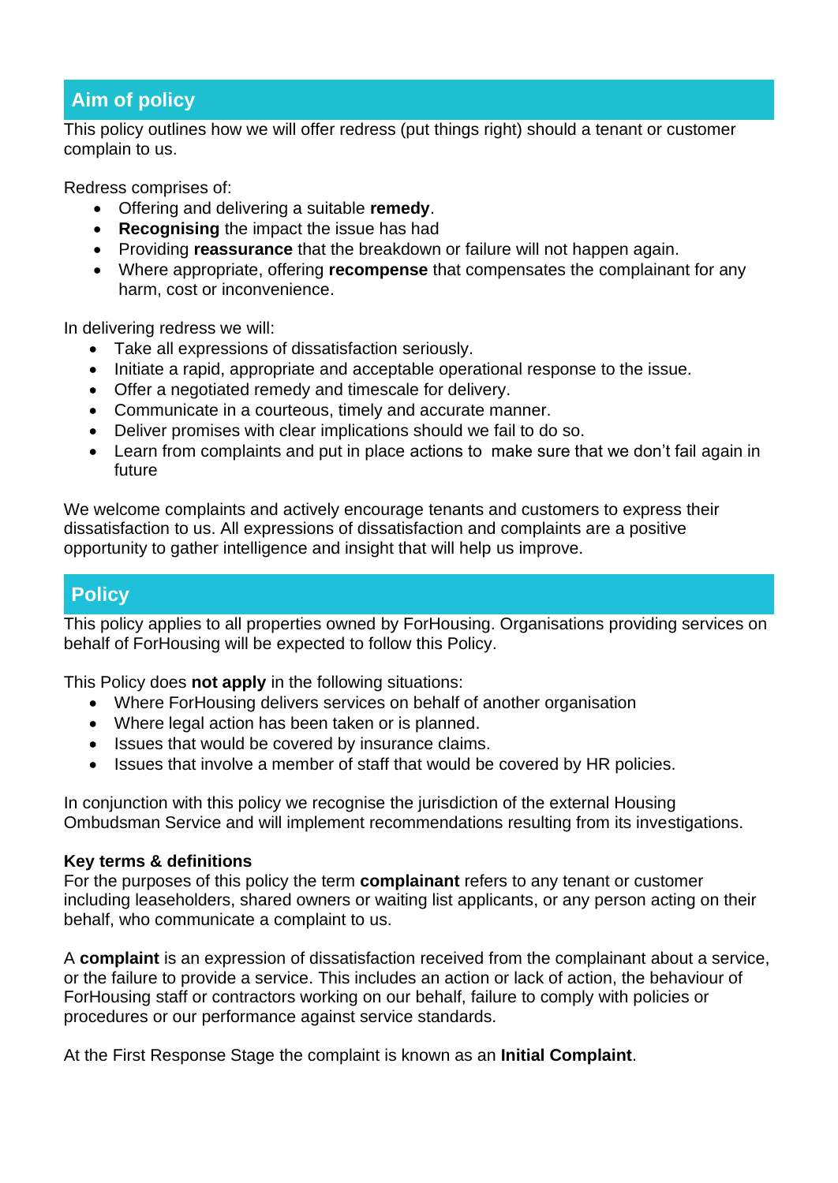## Aim of policy

This policy outlines how we will offer redress (put things right) should a tenant or customer complain to us.

Redress comprises of:

- Offering and delivering a suitable **remedy**.
- **Recognising** the impact the issue has had
- Providing **reassurance** that the breakdown or failure will not happen again.
- Where appropriate, offering **recompense** that compensates the complainant for any harm, cost or inconvenience.

In delivering redress we will:

- Take all expressions of dissatisfaction seriously.
- Initiate a rapid, appropriate and acceptable operational response to the issue.
- Offer a negotiated remedy and timescale for delivery.
- Communicate in a courteous, timely and accurate manner.
- Deliver promises with clear implications should we fail to do so.
- Learn from complaints and put in place actions to make sure that we don't fail again in future

We welcome complaints and actively encourage tenants and customers to express their dissatisfaction to us. All expressions of dissatisfaction and complaints are a positive opportunity to gather intelligence and insight that will help us improve.

## Policy

This policy applies to all properties owned by ForHousing. Organisations providing services on behalf of ForHousing will be expected to follow this Policy.

This Policy does **not apply** in the following situations:

- Where ForHousing delivers services on behalf of another organisation
- Where legal action has been taken or is planned.
- Issues that would be covered by insurance claims.
- Issues that involve a member of staff that would be covered by HR policies.

In conjunction with this policy we recognise the jurisdiction of the external Housing Ombudsman Service and will implement recommendations resulting from its investigations.

**Key terms & definitions**

For the purposes of this policy the term **complainant** refers to any tenant or customer including leaseholders, shared owners or waiting list applicants, or any person acting on their behalf, who communicate a complaint to us.

A **complaint** is an expression of dissatisfaction received from the complainant about a service, or the failure to provide a service. This includes an action or lack of action, the behaviour of ForHousing staff or contractors working on our behalf, failure to comply with policies or procedures or our performance against service standards.

At the First Response Stage the complaint is known as an **Initial Complaint**.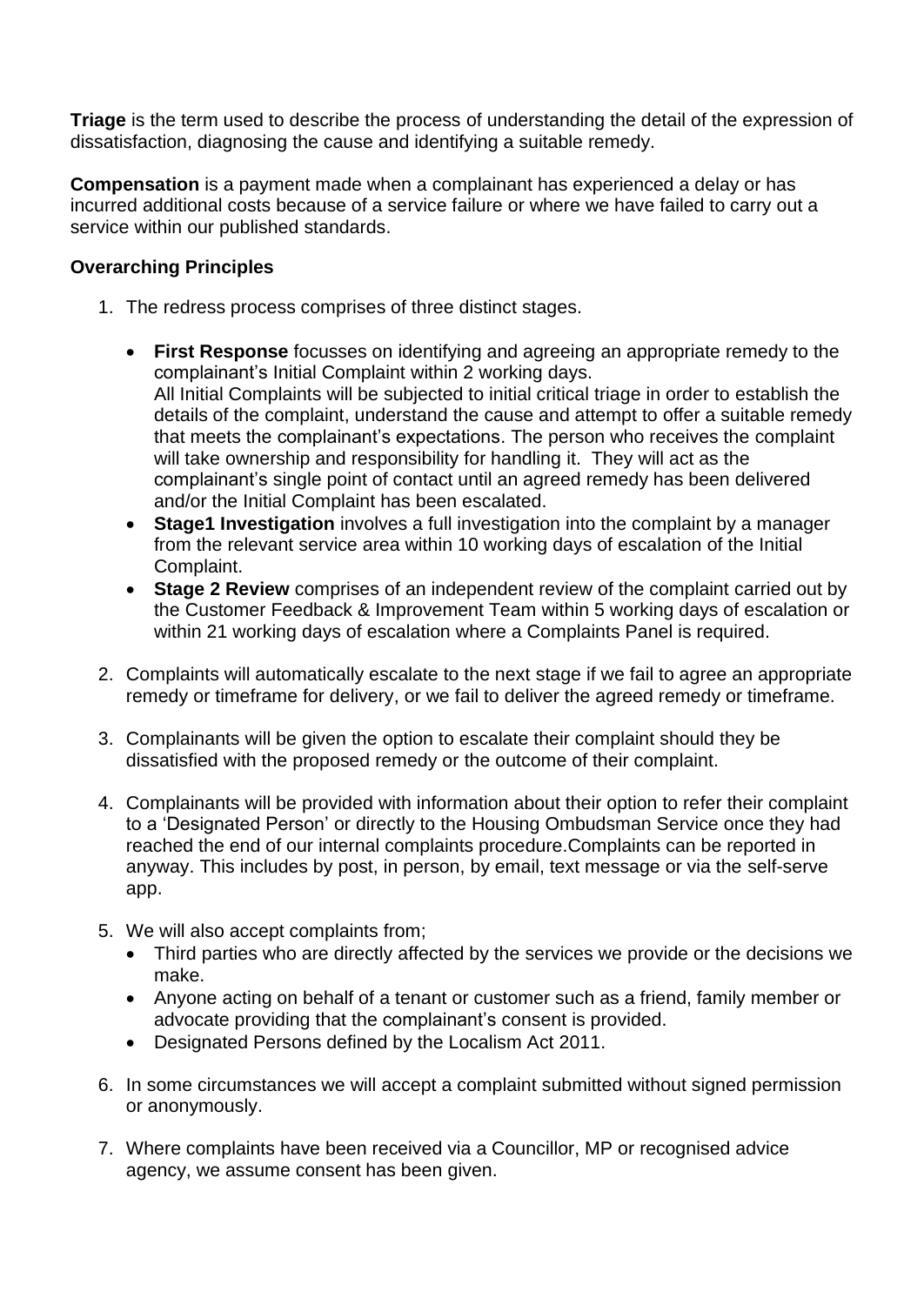**Triage** is the term used to describe the process of understanding the detail of the expression of dissatisfaction, diagnosing the cause and identifying a suitable remedy.

**Compensation** is a payment made when a complainant has experienced a delay or has incurred additional costs because of a service failure or where we have failed to carry out a service within our published standards.

**Overarching Principles**

1. The redress process comprises of three distinct stages.

   - **First Response** focusses on identifying and agreeing an appropriate remedy to the complainant's Initial Complaint within 2 working days.
     All Initial Complaints will be subjected to initial critical triage in order to establish the details of the complaint, understand the cause and attempt to offer a suitable remedy that meets the complainant's expectations. The person who receives the complaint will take ownership and responsibility for handling it. They will act as the complainant's single point of contact until an agreed remedy has been delivered and/or the Initial Complaint has been escalated.
   - **Stage1 Investigation** involves a full investigation into the complaint by a manager from the relevant service area within 10 working days of escalation of the Initial Complaint.
   - **Stage 2 Review** comprises of an independent review of the complaint carried out by the Customer Feedback & Improvement Team within 5 working days of escalation or within 21 working days of escalation where a Complaints Panel is required.

2. Complaints will automatically escalate to the next stage if we fail to agree an appropriate remedy or timeframe for delivery, or we fail to deliver the agreed remedy or timeframe.

3. Complainants will be given the option to escalate their complaint should they be dissatisfied with the proposed remedy or the outcome of their complaint.

4. Complainants will be provided with information about their option to refer their complaint to a 'Designated Person' or directly to the Housing Ombudsman Service once they had reached the end of our internal complaints procedure.Complaints can be reported in anyway. This includes by post, in person, by email, text message or via the self-serve app.

5. We will also accept complaints from;
   - Third parties who are directly affected by the services we provide or the decisions we make.
   - Anyone acting on behalf of a tenant or customer such as a friend, family member or advocate providing that the complainant's consent is provided.
   - Designated Persons defined by the Localism Act 2011.

6. In some circumstances we will accept a complaint submitted without signed permission or anonymously.

7. Where complaints have been received via a Councillor, MP or recognised advice agency, we assume consent has been given.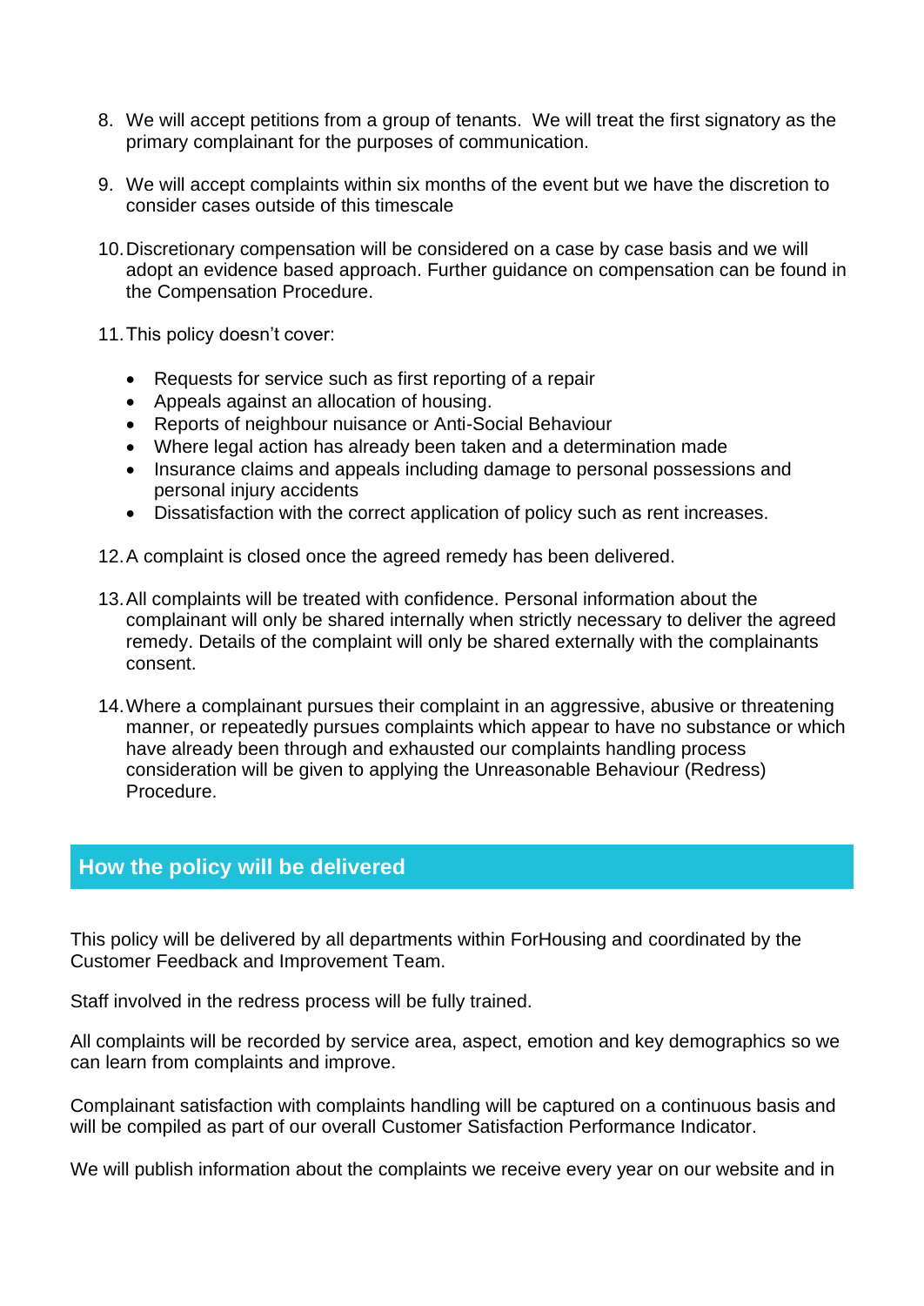8. We will accept petitions from a group of tenants. We will treat the first signatory as the primary complainant for the purposes of communication.

9. We will accept complaints within six months of the event but we have the discretion to consider cases outside of this timescale

10. Discretionary compensation will be considered on a case by case basis and we will adopt an evidence based approach. Further guidance on compensation can be found in the Compensation Procedure.

11. This policy doesn't cover:

    - Requests for service such as first reporting of a repair
    - Appeals against an allocation of housing.
    - Reports of neighbour nuisance or Anti-Social Behaviour
    - Where legal action has already been taken and a determination made
    - Insurance claims and appeals including damage to personal possessions and personal injury accidents
    - Dissatisfaction with the correct application of policy such as rent increases.

12. A complaint is closed once the agreed remedy has been delivered.

13. All complaints will be treated with confidence. Personal information about the complainant will only be shared internally when strictly necessary to deliver the agreed remedy. Details of the complaint will only be shared externally with the complainants consent.

14. Where a complainant pursues their complaint in an aggressive, abusive or threatening manner, or repeatedly pursues complaints which appear to have no substance or which have already been through and exhausted our complaints handling process consideration will be given to applying the Unreasonable Behaviour (Redress) Procedure.

## How the policy will be delivered

This policy will be delivered by all departments within ForHousing and coordinated by the Customer Feedback and Improvement Team.

Staff involved in the redress process will be fully trained.

All complaints will be recorded by service area, aspect, emotion and key demographics so we can learn from complaints and improve.

Complainant satisfaction with complaints handling will be captured on a continuous basis and will be compiled as part of our overall Customer Satisfaction Performance Indicator.

We will publish information about the complaints we receive every year on our website and in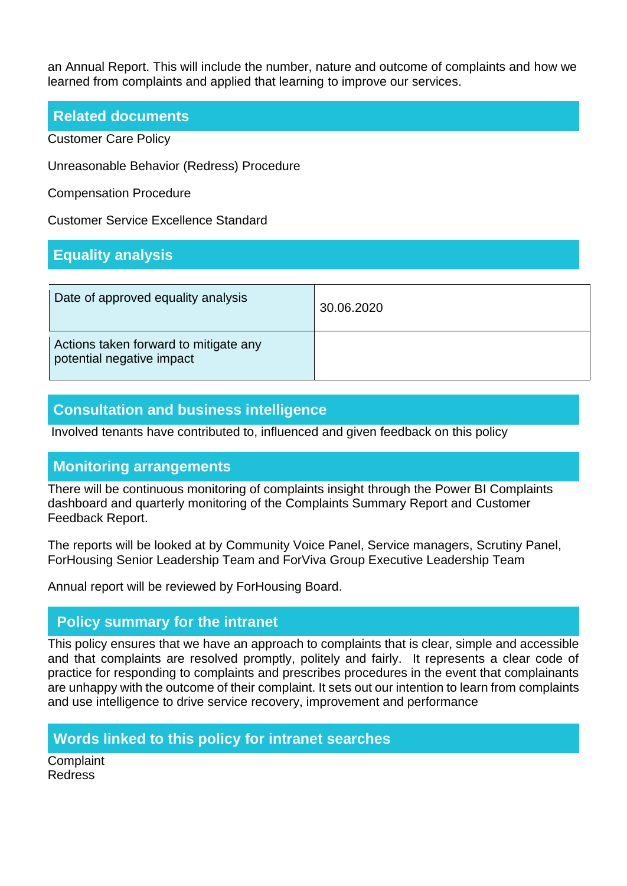an Annual Report. This will include the number, nature and outcome of complaints and how we learned from complaints and applied that learning to improve our services.

## Related documents

Customer Care Policy

Unreasonable Behavior (Redress) Procedure

Compensation Procedure

Customer Service Excellence Standard

## Equality analysis

| Date of approved equality analysis | 30.06.2020 |
|---|---|
| Actions taken forward to mitigate any potential negative impact | |

## Consultation and business intelligence

Involved tenants have contributed to, influenced and given feedback on this policy

## Monitoring arrangements

There will be continuous monitoring of complaints insight through the Power BI Complaints dashboard and quarterly monitoring of the Complaints Summary Report and Customer Feedback Report.

The reports will be looked at by Community Voice Panel, Service managers, Scrutiny Panel, ForHousing Senior Leadership Team and ForViva Group Executive Leadership Team

Annual report will be reviewed by ForHousing Board.

## Policy summary for the intranet

This policy ensures that we have an approach to complaints that is clear, simple and accessible and that complaints are resolved promptly, politely and fairly. It represents a clear code of practice for responding to complaints and prescribes procedures in the event that complainants are unhappy with the outcome of their complaint. It sets out our intention to learn from complaints and use intelligence to drive service recovery, improvement and performance

## Words linked to this policy for intranet searches

Complaint
Redress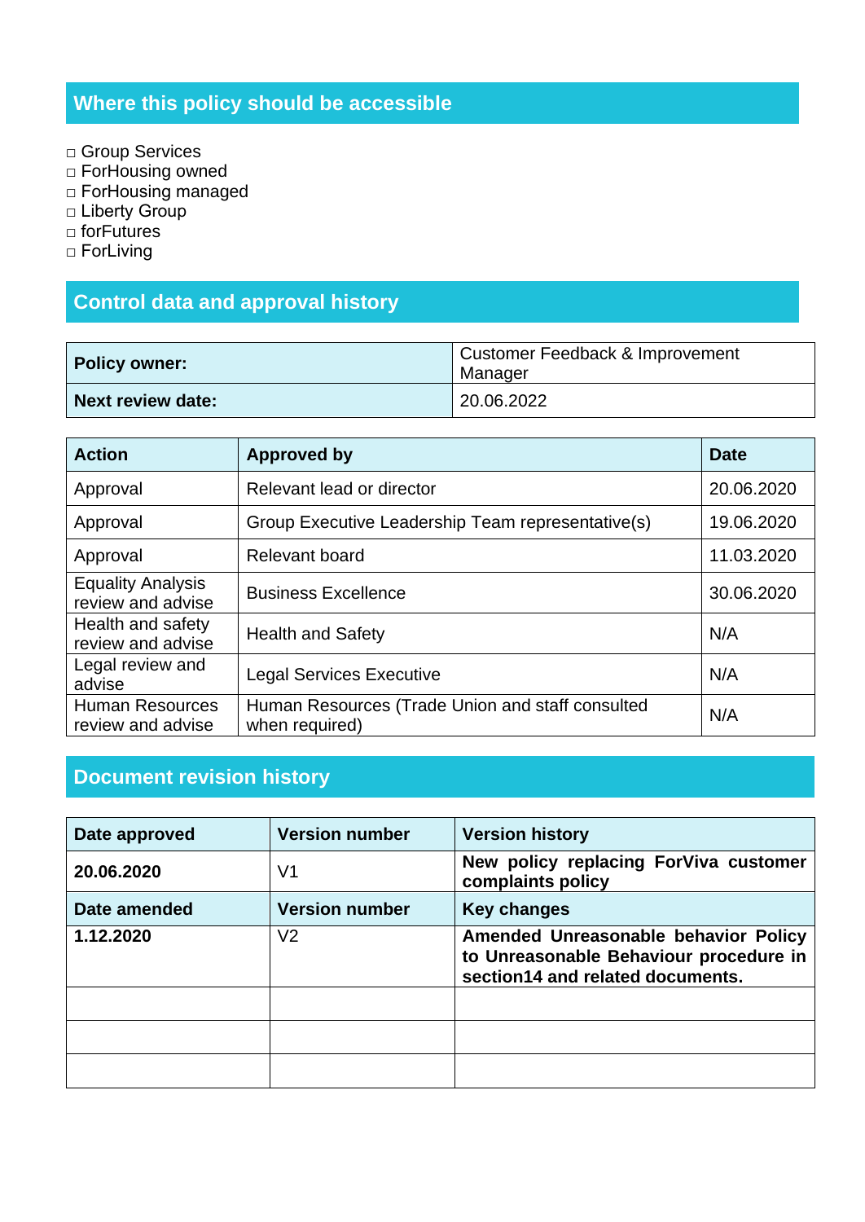## Where this policy should be accessible

- □ Group Services
- □ ForHousing owned
- □ ForHousing managed
- □ Liberty Group
- □ forFutures
- □ ForLiving

## Control data and approval history

| | |
|---|---|
| **Policy owner:** | Customer Feedback & Improvement Manager |
| **Next review date:** | 20.06.2022 |

| Action | Approved by | Date |
|---|---|---|
| Approval | Relevant lead or director | 20.06.2020 |
| Approval | Group Executive Leadership Team representative(s) | 19.06.2020 |
| Approval | Relevant board | 11.03.2020 |
| Equality Analysis review and advise | Business Excellence | 30.06.2020 |
| Health and safety review and advise | Health and Safety | N/A |
| Legal review and advise | Legal Services Executive | N/A |
| Human Resources review and advise | Human Resources (Trade Union and staff consulted when required) | N/A |

## Document revision history

| Date approved | Version number | Version history |
|---|---|---|
| **20.06.2020** | V1 | **New policy replacing ForViva customer complaints policy** |
| **Date amended** | **Version number** | **Key changes** |
| **1.12.2020** | V2 | **Amended Unreasonable behavior Policy to Unreasonable Behaviour procedure in section14 and related documents.** |
| | | |
| | | |
| | | |